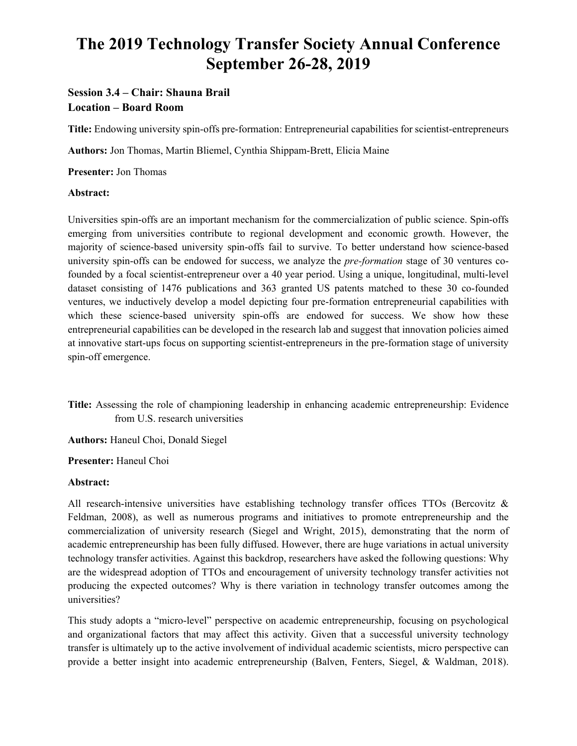# The 2019 Technology Transfer Society Annual Conference September 26-28, 2019

### Session 3.4 – Chair: Shauna Brail
### Location – Board Room

**Title:** Endowing university spin-offs pre-formation: Entrepreneurial capabilities for scientist-entrepreneurs

**Authors:** Jon Thomas, Martin Bliemel, Cynthia Shippam-Brett, Elicia Maine

**Presenter:** Jon Thomas

**Abstract:**

Universities spin-offs are an important mechanism for the commercialization of public science. Spin-offs emerging from universities contribute to regional development and economic growth. However, the majority of science-based university spin-offs fail to survive. To better understand how science-based university spin-offs can be endowed for success, we analyze the *pre-formation* stage of 30 ventures co-founded by a focal scientist-entrepreneur over a 40 year period. Using a unique, longitudinal, multi-level dataset consisting of 1476 publications and 363 granted US patents matched to these 30 co-founded ventures, we inductively develop a model depicting four pre-formation entrepreneurial capabilities with which these science-based university spin-offs are endowed for success. We show how these entrepreneurial capabilities can be developed in the research lab and suggest that innovation policies aimed at innovative start-ups focus on supporting scientist-entrepreneurs in the pre-formation stage of university spin-off emergence.

**Title:** Assessing the role of championing leadership in enhancing academic entrepreneurship: Evidence from U.S. research universities

**Authors:** Haneul Choi, Donald Siegel

**Presenter:** Haneul Choi

**Abstract:**

All research-intensive universities have establishing technology transfer offices TTOs (Bercovitz & Feldman, 2008), as well as numerous programs and initiatives to promote entrepreneurship and the commercialization of university research (Siegel and Wright, 2015), demonstrating that the norm of academic entrepreneurship has been fully diffused. However, there are huge variations in actual university technology transfer activities. Against this backdrop, researchers have asked the following questions: Why are the widespread adoption of TTOs and encouragement of university technology transfer activities not producing the expected outcomes? Why is there variation in technology transfer outcomes among the universities?

This study adopts a "micro-level" perspective on academic entrepreneurship, focusing on psychological and organizational factors that may affect this activity. Given that a successful university technology transfer is ultimately up to the active involvement of individual academic scientists, micro perspective can provide a better insight into academic entrepreneurship (Balven, Fenters, Siegel, & Waldman, 2018).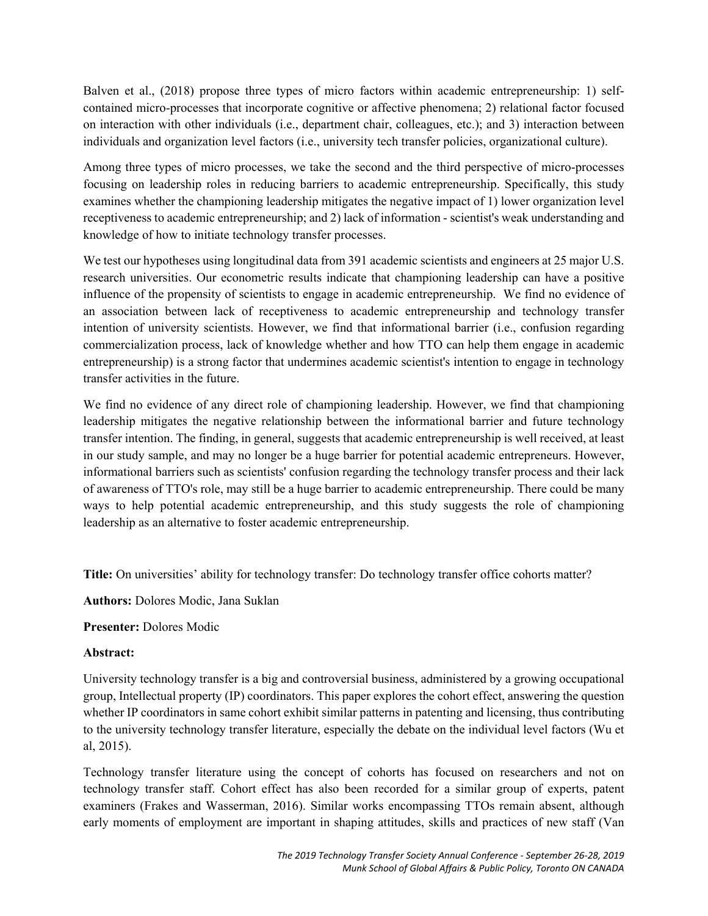Balven et al., (2018) propose three types of micro factors within academic entrepreneurship: 1) self-contained micro-processes that incorporate cognitive or affective phenomena; 2) relational factor focused on interaction with other individuals (i.e., department chair, colleagues, etc.); and 3) interaction between individuals and organization level factors (i.e., university tech transfer policies, organizational culture).

Among three types of micro processes, we take the second and the third perspective of micro-processes focusing on leadership roles in reducing barriers to academic entrepreneurship. Specifically, this study examines whether the championing leadership mitigates the negative impact of 1) lower organization level receptiveness to academic entrepreneurship; and 2) lack of information - scientist's weak understanding and knowledge of how to initiate technology transfer processes.

We test our hypotheses using longitudinal data from 391 academic scientists and engineers at 25 major U.S. research universities. Our econometric results indicate that championing leadership can have a positive influence of the propensity of scientists to engage in academic entrepreneurship. We find no evidence of an association between lack of receptiveness to academic entrepreneurship and technology transfer intention of university scientists. However, we find that informational barrier (i.e., confusion regarding commercialization process, lack of knowledge whether and how TTO can help them engage in academic entrepreneurship) is a strong factor that undermines academic scientist's intention to engage in technology transfer activities in the future.

We find no evidence of any direct role of championing leadership. However, we find that championing leadership mitigates the negative relationship between the informational barrier and future technology transfer intention. The finding, in general, suggests that academic entrepreneurship is well received, at least in our study sample, and may no longer be a huge barrier for potential academic entrepreneurs. However, informational barriers such as scientists' confusion regarding the technology transfer process and their lack of awareness of TTO's role, may still be a huge barrier to academic entrepreneurship. There could be many ways to help potential academic entrepreneurship, and this study suggests the role of championing leadership as an alternative to foster academic entrepreneurship.

**Title:** On universities' ability for technology transfer: Do technology transfer office cohorts matter?

**Authors:** Dolores Modic, Jana Suklan

**Presenter:** Dolores Modic

**Abstract:**

University technology transfer is a big and controversial business, administered by a growing occupational group, Intellectual property (IP) coordinators. This paper explores the cohort effect, answering the question whether IP coordinators in same cohort exhibit similar patterns in patenting and licensing, thus contributing to the university technology transfer literature, especially the debate on the individual level factors (Wu et al, 2015).

Technology transfer literature using the concept of cohorts has focused on researchers and not on technology transfer staff. Cohort effect has also been recorded for a similar group of experts, patent examiners (Frakes and Wasserman, 2016). Similar works encompassing TTOs remain absent, although early moments of employment are important in shaping attitudes, skills and practices of new staff (Van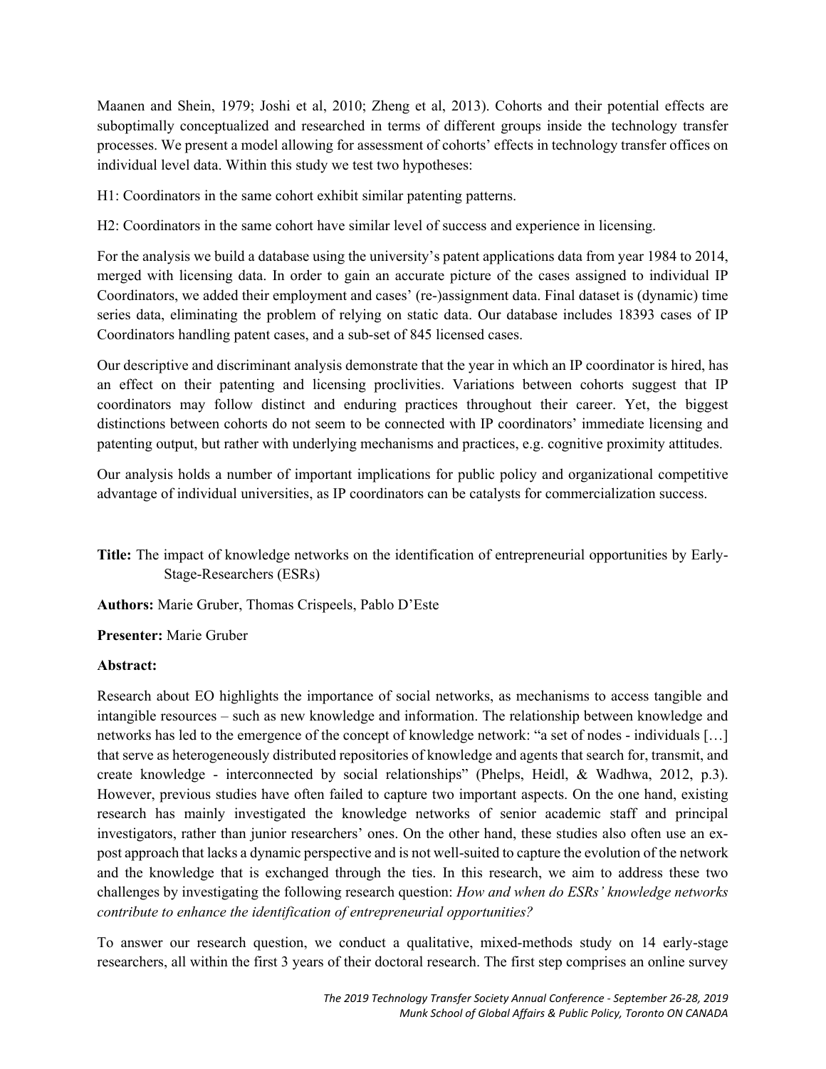Maanen and Shein, 1979; Joshi et al, 2010; Zheng et al, 2013). Cohorts and their potential effects are suboptimally conceptualized and researched in terms of different groups inside the technology transfer processes. We present a model allowing for assessment of cohorts' effects in technology transfer offices on individual level data. Within this study we test two hypotheses:

H1: Coordinators in the same cohort exhibit similar patenting patterns.

H2: Coordinators in the same cohort have similar level of success and experience in licensing.

For the analysis we build a database using the university's patent applications data from year 1984 to 2014, merged with licensing data. In order to gain an accurate picture of the cases assigned to individual IP Coordinators, we added their employment and cases' (re-)assignment data. Final dataset is (dynamic) time series data, eliminating the problem of relying on static data. Our database includes 18393 cases of IP Coordinators handling patent cases, and a sub-set of 845 licensed cases.

Our descriptive and discriminant analysis demonstrate that the year in which an IP coordinator is hired, has an effect on their patenting and licensing proclivities. Variations between cohorts suggest that IP coordinators may follow distinct and enduring practices throughout their career. Yet, the biggest distinctions between cohorts do not seem to be connected with IP coordinators' immediate licensing and patenting output, but rather with underlying mechanisms and practices, e.g. cognitive proximity attitudes.

Our analysis holds a number of important implications for public policy and organizational competitive advantage of individual universities, as IP coordinators can be catalysts for commercialization success.

**Title:** The impact of knowledge networks on the identification of entrepreneurial opportunities by Early-Stage-Researchers (ESRs)

**Authors:** Marie Gruber, Thomas Crispeels, Pablo D'Este

**Presenter:** Marie Gruber

**Abstract:**

Research about EO highlights the importance of social networks, as mechanisms to access tangible and intangible resources – such as new knowledge and information. The relationship between knowledge and networks has led to the emergence of the concept of knowledge network: "a set of nodes - individuals […] that serve as heterogeneously distributed repositories of knowledge and agents that search for, transmit, and create knowledge - interconnected by social relationships" (Phelps, Heidl, & Wadhwa, 2012, p.3). However, previous studies have often failed to capture two important aspects. On the one hand, existing research has mainly investigated the knowledge networks of senior academic staff and principal investigators, rather than junior researchers' ones. On the other hand, these studies also often use an ex-post approach that lacks a dynamic perspective and is not well-suited to capture the evolution of the network and the knowledge that is exchanged through the ties. In this research, we aim to address these two challenges by investigating the following research question: *How and when do ESRs' knowledge networks contribute to enhance the identification of entrepreneurial opportunities?*

To answer our research question, we conduct a qualitative, mixed-methods study on 14 early-stage researchers, all within the first 3 years of their doctoral research. The first step comprises an online survey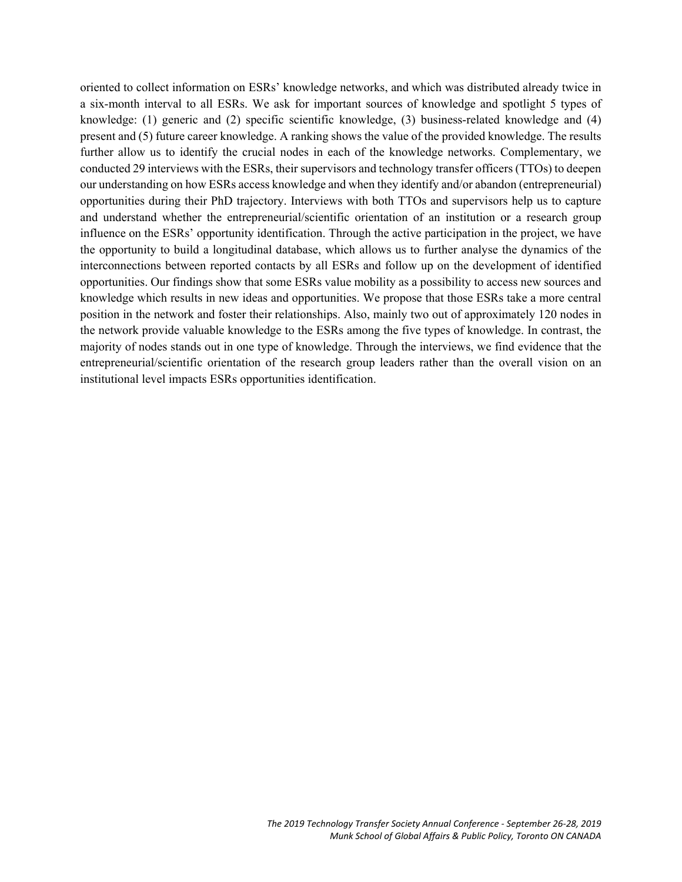oriented to collect information on ESRs' knowledge networks, and which was distributed already twice in a six-month interval to all ESRs. We ask for important sources of knowledge and spotlight 5 types of knowledge: (1) generic and (2) specific scientific knowledge, (3) business-related knowledge and (4) present and (5) future career knowledge. A ranking shows the value of the provided knowledge. The results further allow us to identify the crucial nodes in each of the knowledge networks. Complementary, we conducted 29 interviews with the ESRs, their supervisors and technology transfer officers (TTOs) to deepen our understanding on how ESRs access knowledge and when they identify and/or abandon (entrepreneurial) opportunities during their PhD trajectory. Interviews with both TTOs and supervisors help us to capture and understand whether the entrepreneurial/scientific orientation of an institution or a research group influence on the ESRs' opportunity identification. Through the active participation in the project, we have the opportunity to build a longitudinal database, which allows us to further analyse the dynamics of the interconnections between reported contacts by all ESRs and follow up on the development of identified opportunities. Our findings show that some ESRs value mobility as a possibility to access new sources and knowledge which results in new ideas and opportunities. We propose that those ESRs take a more central position in the network and foster their relationships. Also, mainly two out of approximately 120 nodes in the network provide valuable knowledge to the ESRs among the five types of knowledge. In contrast, the majority of nodes stands out in one type of knowledge. Through the interviews, we find evidence that the entrepreneurial/scientific orientation of the research group leaders rather than the overall vision on an institutional level impacts ESRs opportunities identification.